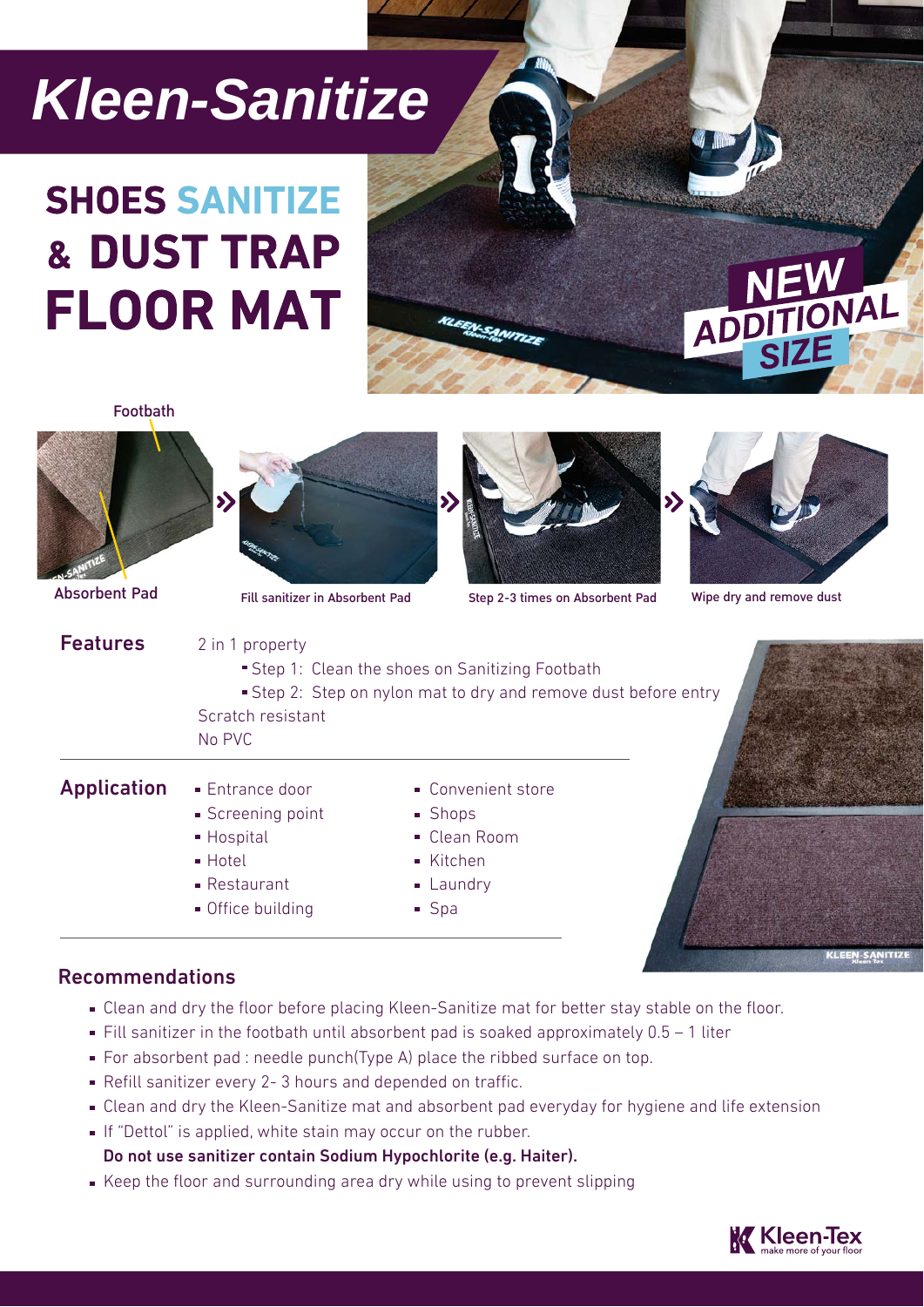# Kleen-Sanitize

## SHOES SANITIZE & DUST TRAP FLOOR MAT

NEW ADDITIONAL SIZE

Footbath

Absorbent Pad

Fill sanitizer in Absorbent Pad

Step 2-3 times on Absorbent Pad

Wipe dry and remove dust

### Features

2 in 1 property
- Step 1: Clean the shoes on Sanitizing Footbath
- Step 2: Step on nylon mat to dry and remove dust before entry

Scratch resistant

No PVC

### Application

- Entrance door
- Screening point
- Hospital
- Hotel
- Restaurant
- Office building
- Convenient store
- Shops
- Clean Room
- Kitchen
- Laundry
- Spa

### Recommendations

- Clean and dry the floor before placing Kleen-Sanitize mat for better stay stable on the floor.
- Fill sanitizer in the footbath until absorbent pad is soaked approximately 0.5 – 1 liter
- For absorbent pad : needle punch(Type A) place the ribbed surface on top.
- Refill sanitizer every 2- 3 hours and depended on traffic.
- Clean and dry the Kleen-Sanitize mat and absorbent pad everyday for hygiene and life extension
- If "Dettol" is applied, white stain may occur on the rubber.
  **Do not use sanitizer contain Sodium Hypochlorite (e.g. Haiter).**
- Keep the floor and surrounding area dry while using to prevent slipping

Kleen-Tex
make more of your floor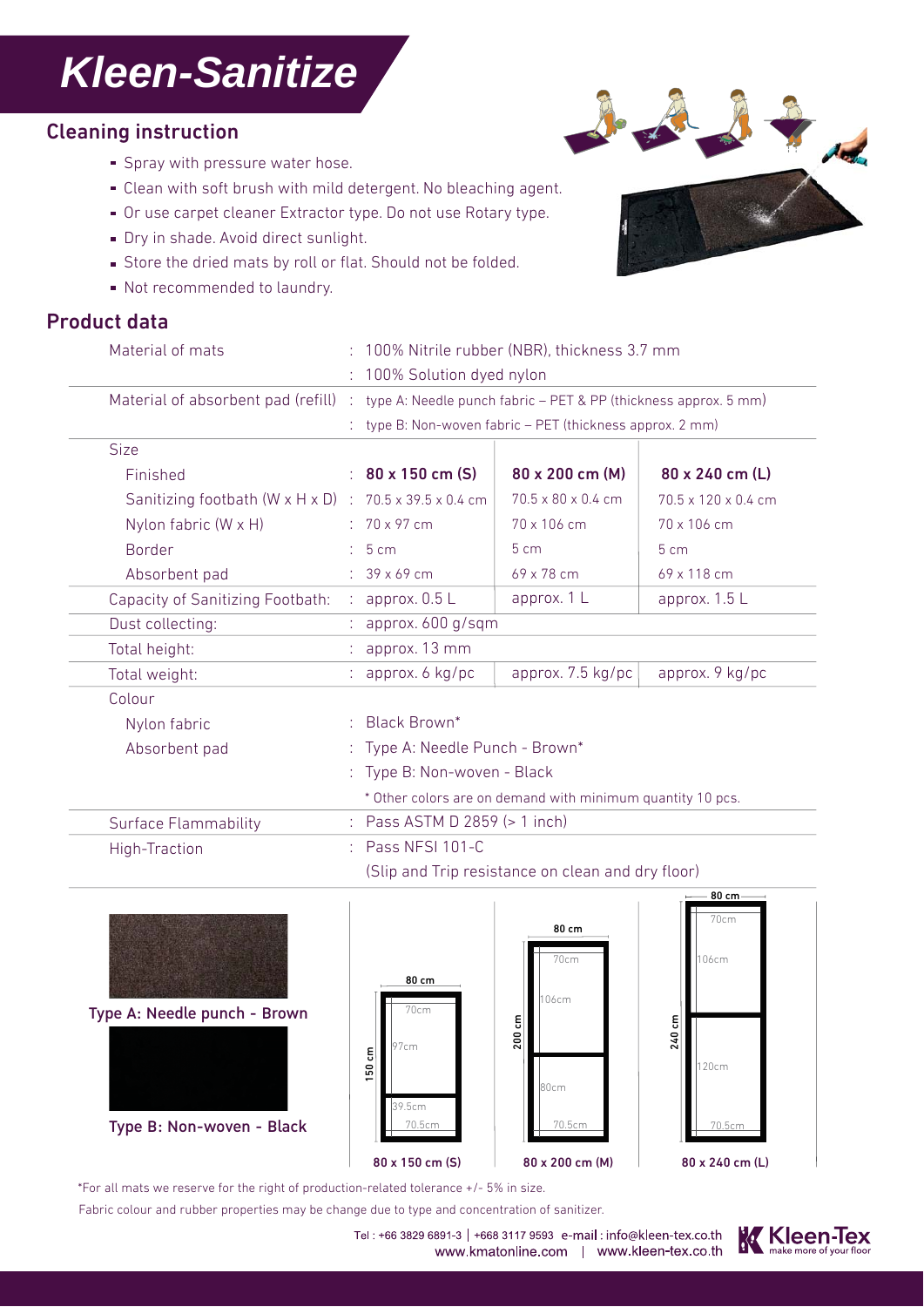# Kleen-Sanitize

## Cleaning instruction

- Spray with pressure water hose.
- Clean with soft brush with mild detergent. No bleaching agent.
- Or use carpet cleaner Extractor type. Do not use Rotary type.
- Dry in shade. Avoid direct sunlight.
- Store the dried mats by roll or flat. Should not be folded.
- Not recommended to laundry.

## Product data

| | | | |
|---|---|---|---|
| Material of mats | : 100% Nitrile rubber (NBR), thickness 3.7 mm | | |
| | : 100% Solution dyed nylon | | |
| Material of absorbent pad (refill) | : type A: Needle punch fabric – PET & PP (thickness approx. 5 mm) | | |
| | : type B: Non-woven fabric – PET (thickness approx. 2 mm) | | |
| Size | | | |
| Finished | : **80 x 150 cm (S)** | **80 x 200 cm (M)** | **80 x 240 cm (L)** |
| Sanitizing footbath (W x H x D) | : 70.5 x 39.5 x 0.4 cm | 70.5 x 80 x 0.4 cm | 70.5 x 120 x 0.4 cm |
| Nylon fabric (W x H) | : 70 x 97 cm | 70 x 106 cm | 70 x 106 cm |
| Border | : 5 cm | 5 cm | 5 cm |
| Absorbent pad | : 39 x 69 cm | 69 x 78 cm | 69 x 118 cm |
| Capacity of Sanitizing Footbath: | : approx. 0.5 L | approx. 1 L | approx. 1.5 L |
| Dust collecting: | : approx. 600 g/sqm | | |
| Total height: | : approx. 13 mm | | |
| Total weight: | : approx. 6 kg/pc | approx. 7.5 kg/pc | approx. 9 kg/pc |
| Colour | | | |
| Nylon fabric | : Black Brown* | | |
| Absorbent pad | : Type A: Needle Punch - Brown* | | |
| | : Type B: Non-woven - Black | | |
| | * Other colors are on demand with minimum quantity 10 pcs. | | |
| Surface Flammability | : Pass ASTM D 2859 (> 1 inch) | | |
| High-Traction | : Pass NFSI 101-C | | |
| | (Slip and Trip resistance on clean and dry floor) | | |

**Type A: Needle punch - Brown**

**Type B: Non-woven - Black**

80 cm
70cm
97cm
150 cm
39.5cm
70.5cm
**80 x 150 cm (S)**

80 cm
70cm
106cm
200 cm
80cm
70.5cm
**80 x 200 cm (M)**

80 cm
70cm
106cm
240 cm
120cm
70.5cm
**80 x 240 cm (L)**

*For all mats we reserve for the right of production-related tolerance +/- 5% in size.

Fabric colour and rubber properties may be change due to type and concentration of sanitizer.

Tel : +66 3829 6891-3 | +668 3117 9593 e-mail : info@kleen-tex.co.th
www.kmatonline.com | www.kleen-tex.co.th

Kleen-Tex make more of your floor